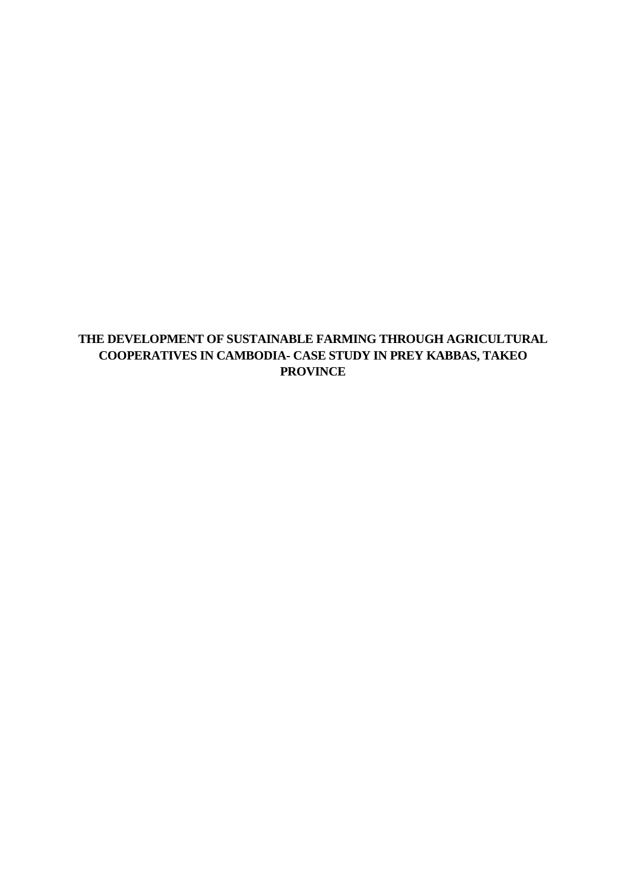# THE DEVELOPMENT OF SUSTAINABLE FARMING THROUGH AGRICULTURAL COOPERATIVES IN CAMBODIA- CASE STUDY IN PREY KABBAS, TAKEO PROVINCE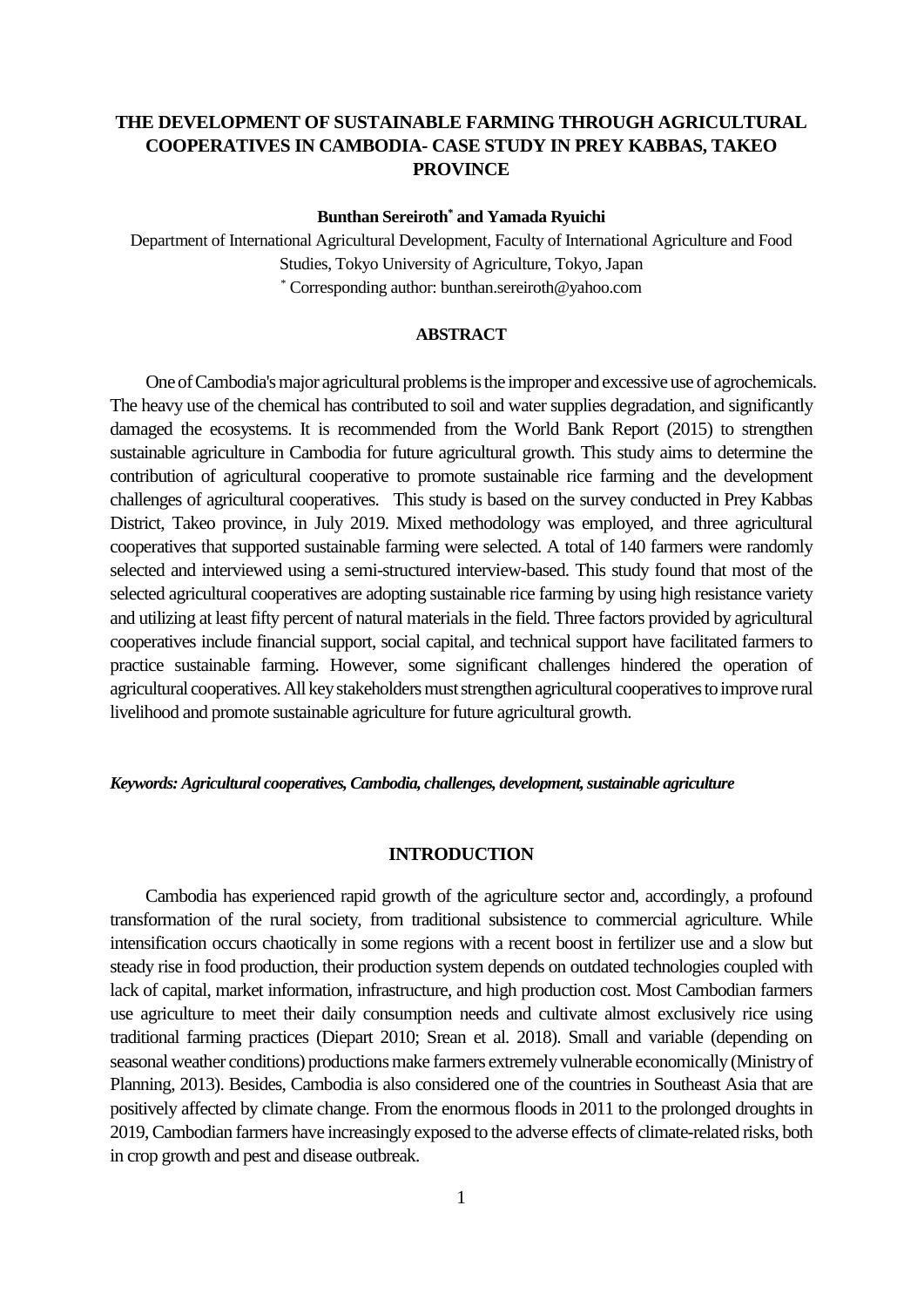# THE DEVELOPMENT OF SUSTAINABLE FARMING THROUGH AGRICULTURAL COOPERATIVES IN CAMBODIA- CASE STUDY IN PREY KABBAS, TAKEO PROVINCE

**Bunthan Sereiroth*[*] and Yamada Ryuichi**

Department of International Agricultural Development, Faculty of International Agriculture and Food Studies, Tokyo University of Agriculture, Tokyo, Japan

[*] Corresponding author: bunthan.sereiroth@yahoo.com

## ABSTRACT

One of Cambodia's major agricultural problems is the improper and excessive use of agrochemicals. The heavy use of the chemical has contributed to soil and water supplies degradation, and significantly damaged the ecosystems. It is recommended from the World Bank Report (2015) to strengthen sustainable agriculture in Cambodia for future agricultural growth. This study aims to determine the contribution of agricultural cooperative to promote sustainable rice farming and the development challenges of agricultural cooperatives. This study is based on the survey conducted in Prey Kabbas District, Takeo province, in July 2019. Mixed methodology was employed, and three agricultural cooperatives that supported sustainable farming were selected. A total of 140 farmers were randomly selected and interviewed using a semi-structured interview-based. This study found that most of the selected agricultural cooperatives are adopting sustainable rice farming by using high resistance variety and utilizing at least fifty percent of natural materials in the field. Three factors provided by agricultural cooperatives include financial support, social capital, and technical support have facilitated farmers to practice sustainable farming. However, some significant challenges hindered the operation of agricultural cooperatives. All key stakeholders must strengthen agricultural cooperatives to improve rural livelihood and promote sustainable agriculture for future agricultural growth.

***Keywords: Agricultural cooperatives, Cambodia, challenges, development, sustainable agriculture***

## INTRODUCTION

Cambodia has experienced rapid growth of the agriculture sector and, accordingly, a profound transformation of the rural society, from traditional subsistence to commercial agriculture. While intensification occurs chaotically in some regions with a recent boost in fertilizer use and a slow but steady rise in food production, their production system depends on outdated technologies coupled with lack of capital, market information, infrastructure, and high production cost. Most Cambodian farmers use agriculture to meet their daily consumption needs and cultivate almost exclusively rice using traditional farming practices (Diepart 2010; Srean et al. 2018). Small and variable (depending on seasonal weather conditions) productions make farmers extremely vulnerable economically (Ministry of Planning, 2013). Besides, Cambodia is also considered one of the countries in Southeast Asia that are positively affected by climate change. From the enormous floods in 2011 to the prolonged droughts in 2019, Cambodian farmers have increasingly exposed to the adverse effects of climate-related risks, both in crop growth and pest and disease outbreak.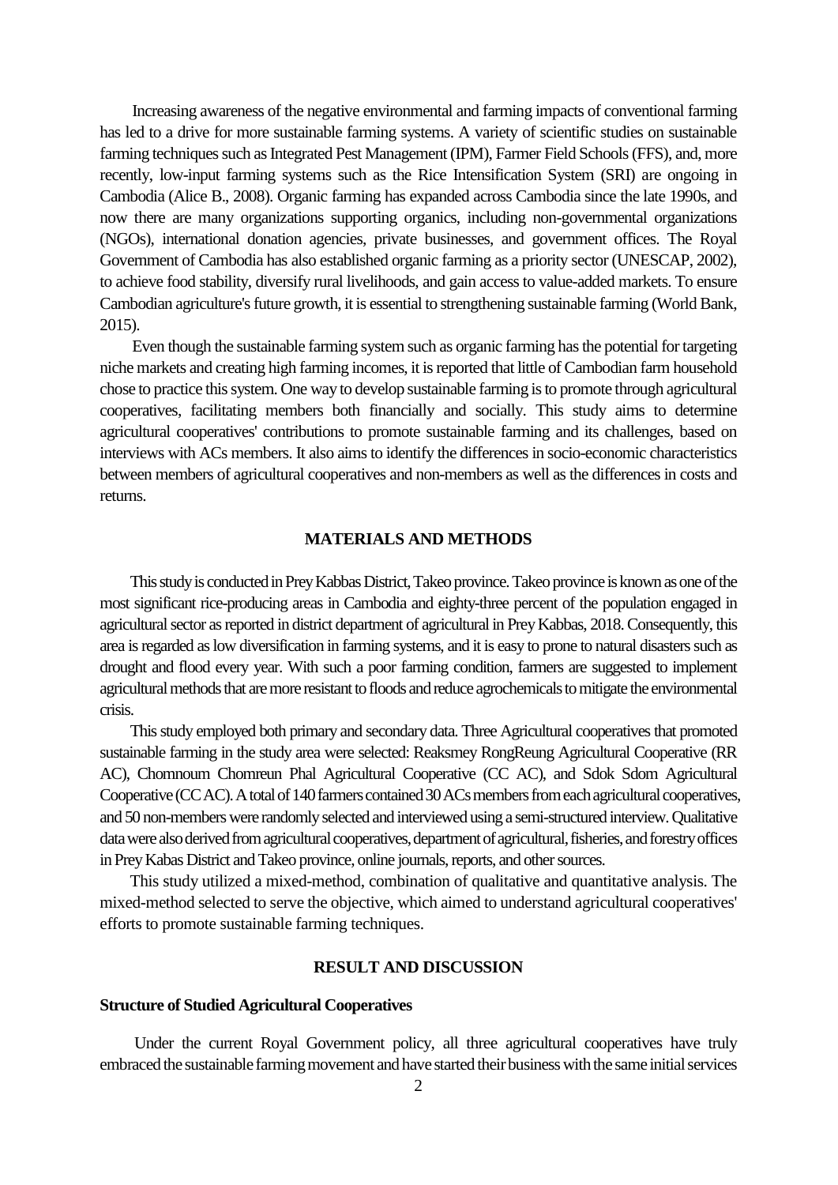Increasing awareness of the negative environmental and farming impacts of conventional farming has led to a drive for more sustainable farming systems. A variety of scientific studies on sustainable farming techniques such as Integrated Pest Management (IPM), Farmer Field Schools (FFS), and, more recently, low-input farming systems such as the Rice Intensification System (SRI) are ongoing in Cambodia (Alice B., 2008). Organic farming has expanded across Cambodia since the late 1990s, and now there are many organizations supporting organics, including non-governmental organizations (NGOs), international donation agencies, private businesses, and government offices. The Royal Government of Cambodia has also established organic farming as a priority sector (UNESCAP, 2002), to achieve food stability, diversify rural livelihoods, and gain access to value-added markets. To ensure Cambodian agriculture's future growth, it is essential to strengthening sustainable farming (World Bank, 2015).

Even though the sustainable farming system such as organic farming has the potential for targeting niche markets and creating high farming incomes, it is reported that little of Cambodian farm household chose to practice this system. One way to develop sustainable farming is to promote through agricultural cooperatives, facilitating members both financially and socially. This study aims to determine agricultural cooperatives' contributions to promote sustainable farming and its challenges, based on interviews with ACs members. It also aims to identify the differences in socio-economic characteristics between members of agricultural cooperatives and non-members as well as the differences in costs and returns.

## MATERIALS AND METHODS

This study is conducted in Prey Kabbas District, Takeo province. Takeo province is known as one of the most significant rice-producing areas in Cambodia and eighty-three percent of the population engaged in agricultural sector as reported in district department of agricultural in Prey Kabbas, 2018. Consequently, this area is regarded as low diversification in farming systems, and it is easy to prone to natural disasters such as drought and flood every year. With such a poor farming condition, farmers are suggested to implement agricultural methods that are more resistant to floods and reduce agrochemicals to mitigate the environmental crisis.

This study employed both primary and secondary data. Three Agricultural cooperatives that promoted sustainable farming in the study area were selected: Reaksmey RongReung Agricultural Cooperative (RR AC), Chomnoum Chomreun Phal Agricultural Cooperative (CC AC), and Sdok Sdom Agricultural Cooperative (CC AC). A total of 140 farmers contained 30 ACs members from each agricultural cooperatives, and 50 non-members were randomly selected and interviewed using a semi-structured interview. Qualitative data were also derived from agricultural cooperatives, department of agricultural, fisheries, and forestry offices in Prey Kabas District and Takeo province, online journals, reports, and other sources.

This study utilized a mixed-method, combination of qualitative and quantitative analysis. The mixed-method selected to serve the objective, which aimed to understand agricultural cooperatives' efforts to promote sustainable farming techniques.

## RESULT AND DISCUSSION

### Structure of Studied Agricultural Cooperatives

Under the current Royal Government policy, all three agricultural cooperatives have truly embraced the sustainable farming movement and have started their business with the same initial services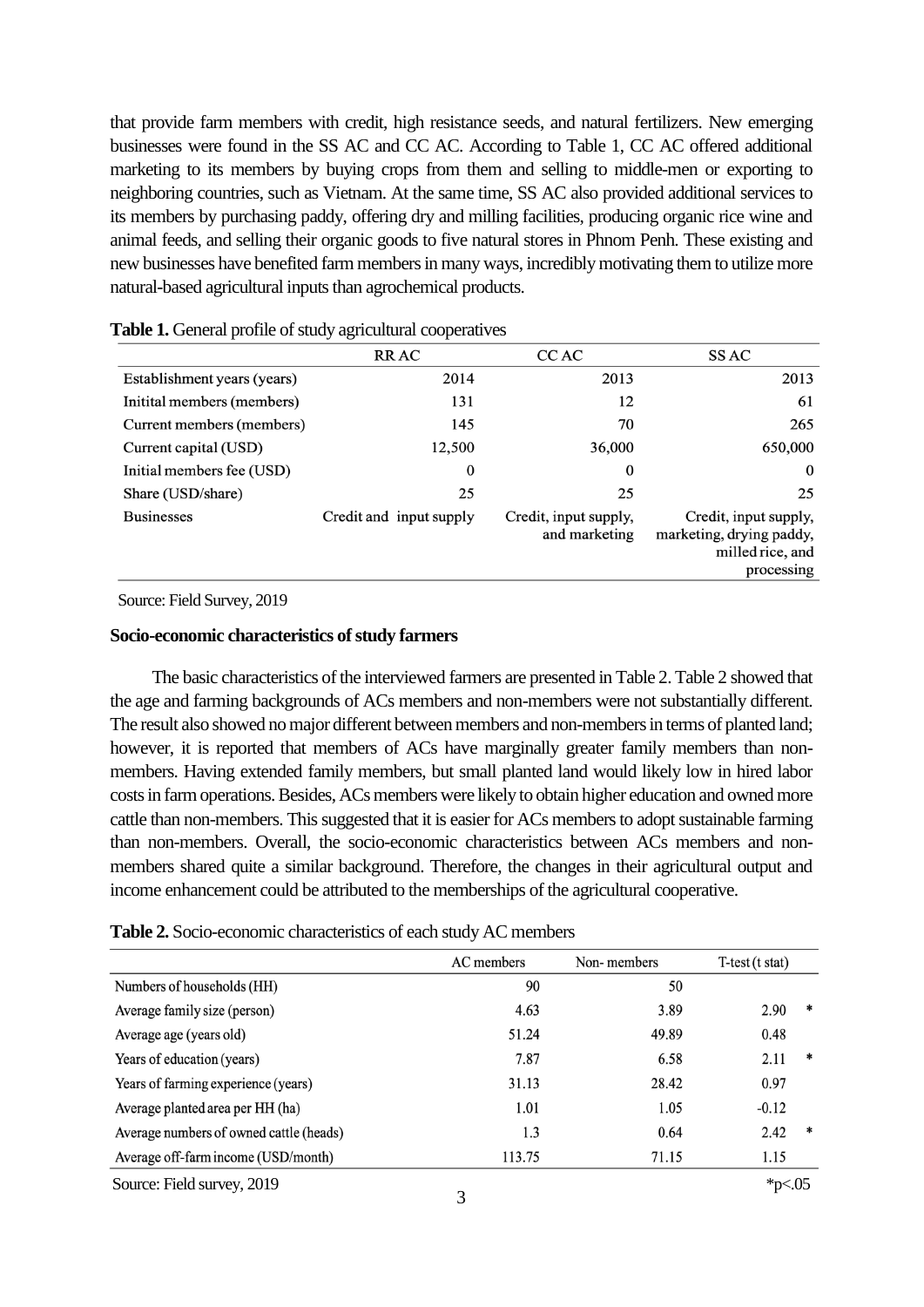that provide farm members with credit, high resistance seeds, and natural fertilizers. New emerging businesses were found in the SS AC and CC AC. According to Table 1, CC AC offered additional marketing to its members by buying crops from them and selling to middle-men or exporting to neighboring countries, such as Vietnam. At the same time, SS AC also provided additional services to its members by purchasing paddy, offering dry and milling facilities, producing organic rice wine and animal feeds, and selling their organic goods to five natural stores in Phnom Penh. These existing and new businesses have benefited farm members in many ways, incredibly motivating them to utilize more natural-based agricultural inputs than agrochemical products.

**Table 1.** General profile of study agricultural cooperatives

| | RR AC | CC AC | SS AC |
|---|---|---|---|
| Establishment years (years) | 2014 | 2013 | 2013 |
| Initital members (members) | 131 | 12 | 61 |
| Current members (members) | 145 | 70 | 265 |
| Current capital (USD) | 12,500 | 36,000 | 650,000 |
| Initial members fee (USD) | 0 | 0 | 0 |
| Share (USD/share) | 25 | 25 | 25 |
| Businesses | Credit and input supply | Credit, input supply, and marketing | Credit, input supply, marketing, drying paddy, milled rice, and processing |

Source: Field Survey, 2019

**Socio-economic characteristics of study farmers**

The basic characteristics of the interviewed farmers are presented in Table 2. Table 2 showed that the age and farming backgrounds of ACs members and non-members were not substantially different. The result also showed no major different between members and non-members in terms of planted land; however, it is reported that members of ACs have marginally greater family members than non-members. Having extended family members, but small planted land would likely low in hired labor costs in farm operations. Besides, ACs members were likely to obtain higher education and owned more cattle than non-members. This suggested that it is easier for ACs members to adopt sustainable farming than non-members. Overall, the socio-economic characteristics between ACs members and non-members shared quite a similar background. Therefore, the changes in their agricultural output and income enhancement could be attributed to the memberships of the agricultural cooperative.

**Table 2.** Socio-economic characteristics of each study AC members

| | AC members | Non- members | T-test (t stat) |
|---|---|---|---|
| Numbers of households (HH) | 90 | 50 | |
| Average family size (person) | 4.63 | 3.89 | 2.90 * |
| Average age (years old) | 51.24 | 49.89 | 0.48 |
| Years of education (years) | 7.87 | 6.58 | 2.11 * |
| Years of farming experience (years) | 31.13 | 28.42 | 0.97 |
| Average planted area per HH (ha) | 1.01 | 1.05 | -0.12 |
| Average numbers of owned cattle (heads) | 1.3 | 0.64 | 2.42 * |
| Average off-farm income (USD/month) | 113.75 | 71.15 | 1.15 |

Source: Field survey, 2019

*$p<.05$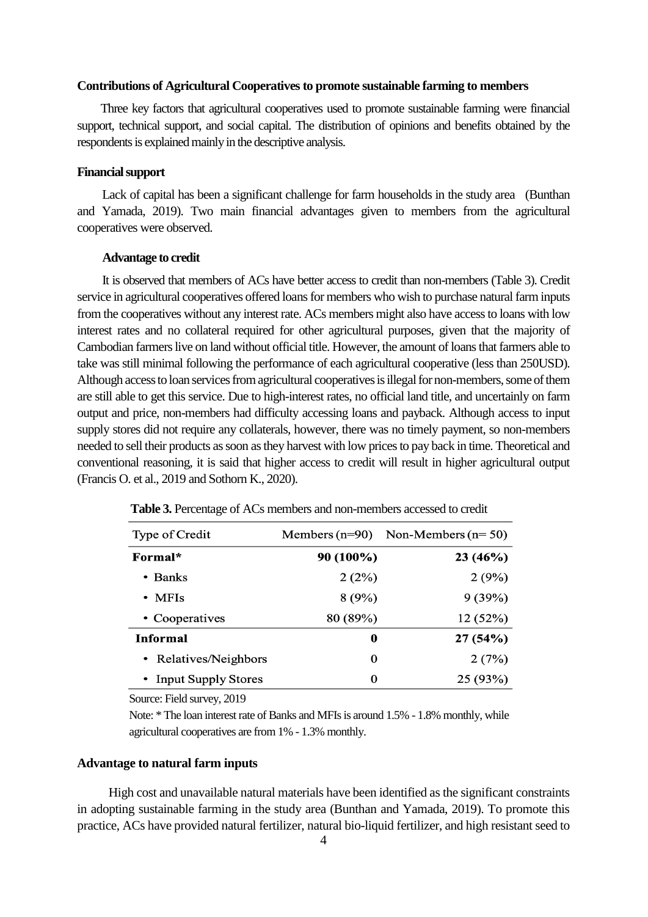## Contributions of Agricultural Cooperatives to promote sustainable farming to members

Three key factors that agricultural cooperatives used to promote sustainable farming were financial support, technical support, and social capital. The distribution of opinions and benefits obtained by the respondents is explained mainly in the descriptive analysis.

### Financial support

Lack of capital has been a significant challenge for farm households in the study area (Bunthan and Yamada, 2019). Two main financial advantages given to members from the agricultural cooperatives were observed.

#### Advantage to credit

It is observed that members of ACs have better access to credit than non-members (Table 3). Credit service in agricultural cooperatives offered loans for members who wish to purchase natural farm inputs from the cooperatives without any interest rate. ACs members might also have access to loans with low interest rates and no collateral required for other agricultural purposes, given that the majority of Cambodian farmers live on land without official title. However, the amount of loans that farmers able to take was still minimal following the performance of each agricultural cooperative (less than 250USD). Although access to loan services from agricultural cooperatives is illegal for non-members, some of them are still able to get this service. Due to high-interest rates, no official land title, and uncertainly on farm output and price, non-members had difficulty accessing loans and payback. Although access to input supply stores did not require any collaterals, however, there was no timely payment, so non-members needed to sell their products as soon as they harvest with low prices to pay back in time. Theoretical and conventional reasoning, it is said that higher access to credit will result in higher agricultural output (Francis O. et al., 2019 and Sothorn K., 2020).

**Table 3.** Percentage of ACs members and non-members accessed to credit

| Type of Credit | Members (n=90) | Non-Members (n= 50) |
|---|---|---|
| **Formal*** | **90 (100%)** | **23 (46%)** |
| • Banks | 2 (2%) | 2 (9%) |
| • MFIs | 8 (9%) | 9 (39%) |
| • Cooperatives | 80 (89%) | 12 (52%) |
| **Informal** | **0** | **27 (54%)** |
| • Relatives/Neighbors | 0 | 2 (7%) |
| • Input Supply Stores | 0 | 25 (93%) |

Source: Field survey, 2019

Note: * The loan interest rate of Banks and MFIs is around 1.5% - 1.8% monthly, while agricultural cooperatives are from 1% - 1.3% monthly.

### Advantage to natural farm inputs

High cost and unavailable natural materials have been identified as the significant constraints in adopting sustainable farming in the study area (Bunthan and Yamada, 2019). To promote this practice, ACs have provided natural fertilizer, natural bio-liquid fertilizer, and high resistant seed to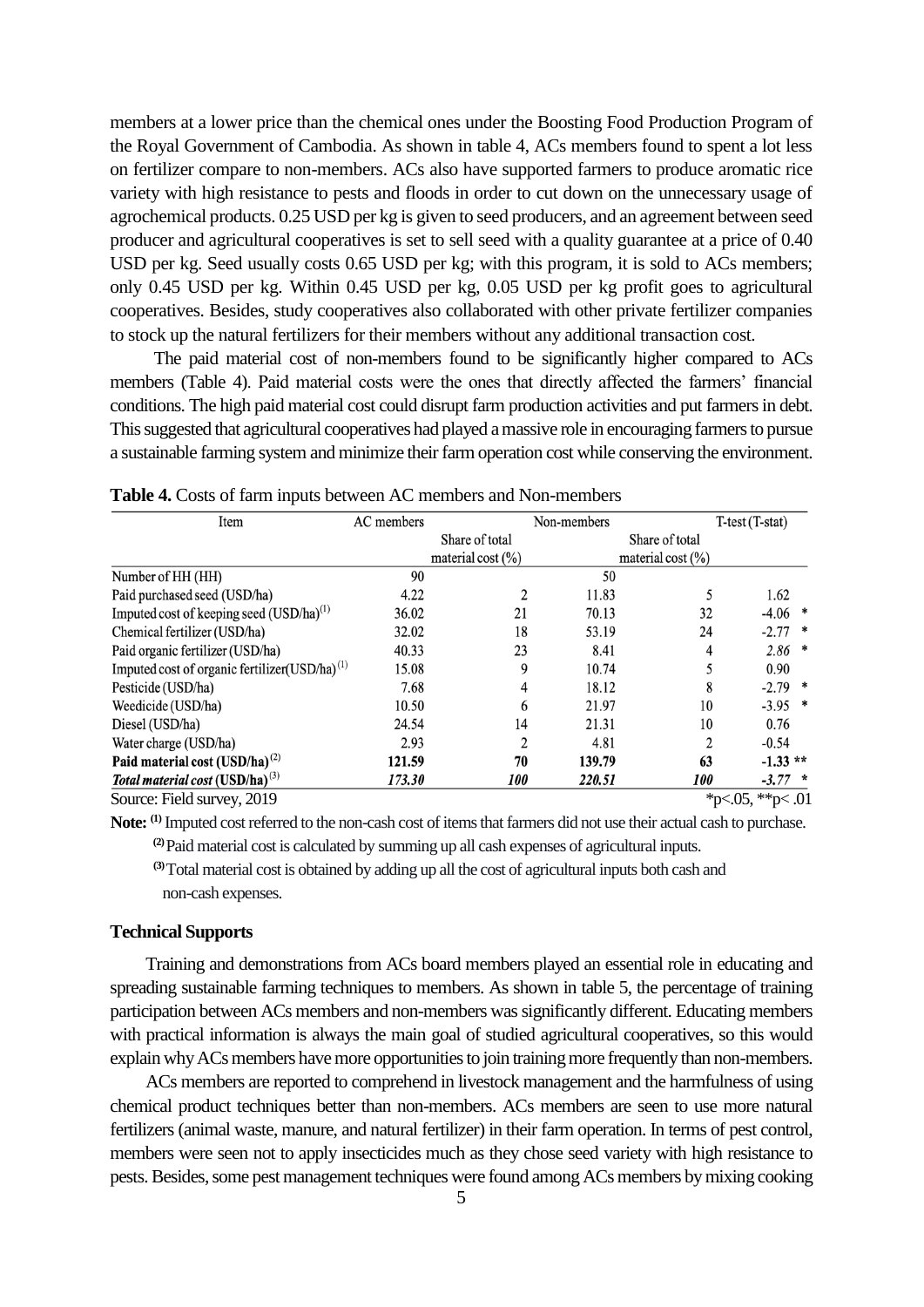members at a lower price than the chemical ones under the Boosting Food Production Program of the Royal Government of Cambodia. As shown in table 4, ACs members found to spent a lot less on fertilizer compare to non-members. ACs also have supported farmers to produce aromatic rice variety with high resistance to pests and floods in order to cut down on the unnecessary usage of agrochemical products. 0.25 USD per kg is given to seed producers, and an agreement between seed producer and agricultural cooperatives is set to sell seed with a quality guarantee at a price of 0.40 USD per kg. Seed usually costs 0.65 USD per kg; with this program, it is sold to ACs members; only 0.45 USD per kg. Within 0.45 USD per kg, 0.05 USD per kg profit goes to agricultural cooperatives. Besides, study cooperatives also collaborated with other private fertilizer companies to stock up the natural fertilizers for their members without any additional transaction cost.

The paid material cost of non-members found to be significantly higher compared to ACs members (Table 4). Paid material costs were the ones that directly affected the farmers' financial conditions. The high paid material cost could disrupt farm production activities and put farmers in debt. This suggested that agricultural cooperatives had played a massive role in encouraging farmers to pursue a sustainable farming system and minimize their farm operation cost while conserving the environment.

**Table 4.** Costs of farm inputs between AC members and Non-members

| Item | AC members | | Non-members | | T-test (T-stat) |
|---|---|---|---|---|---|
| | | Share of total material cost (%) | | Share of total material cost (%) | |
| Number of HH (HH) | 90 | | 50 | | |
| Paid purchased seed (USD/ha) | 4.22 | 2 | 11.83 | 5 | 1.62 |
| Imputed cost of keeping seed (USD/ha)(1) | 36.02 | 21 | 70.13 | 32 | -4.06 * |
| Chemical fertilizer (USD/ha) | 32.02 | 18 | 53.19 | 24 | -2.77 * |
| Paid organic fertilizer (USD/ha) | 40.33 | 23 | 8.41 | 4 | *2.86* * |
| Imputed cost of organic fertilizer(USD/ha)(1) | 15.08 | 9 | 10.74 | 5 | 0.90 |
| Pesticide (USD/ha) | 7.68 | 4 | 18.12 | 8 | -2.79 * |
| Weedicide (USD/ha) | 10.50 | 6 | 21.97 | 10 | -3.95 * |
| Diesel (USD/ha) | 24.54 | 14 | 21.31 | 10 | 0.76 |
| Water charge (USD/ha) | 2.93 | 2 | 4.81 | 2 | -0.54 |
| **Paid material cost (USD/ha)(2)** | **121.59** | **70** | **139.79** | **63** | **-1.33 \*\*** |
| ***Total material cost* (USD/ha)(3)** | ***173.30*** | ***100*** | ***220.51*** | ***100*** | ***-3.77* \*** |

Source: Field survey, 2019 *p<.05, **p< .01

**Note:** (1) Imputed cost referred to the non-cash cost of items that farmers did not use their actual cash to purchase.
(2) Paid material cost is calculated by summing up all cash expenses of agricultural inputs.
(3) Total material cost is obtained by adding up all the cost of agricultural inputs both cash and non-cash expenses.

**Technical Supports**

Training and demonstrations from ACs board members played an essential role in educating and spreading sustainable farming techniques to members. As shown in table 5, the percentage of training participation between ACs members and non-members was significantly different. Educating members with practical information is always the main goal of studied agricultural cooperatives, so this would explain why ACs members have more opportunities to join training more frequently than non-members.

ACs members are reported to comprehend in livestock management and the harmfulness of using chemical product techniques better than non-members. ACs members are seen to use more natural fertilizers (animal waste, manure, and natural fertilizer) in their farm operation. In terms of pest control, members were seen not to apply insecticides much as they chose seed variety with high resistance to pests. Besides, some pest management techniques were found among ACs members by mixing cooking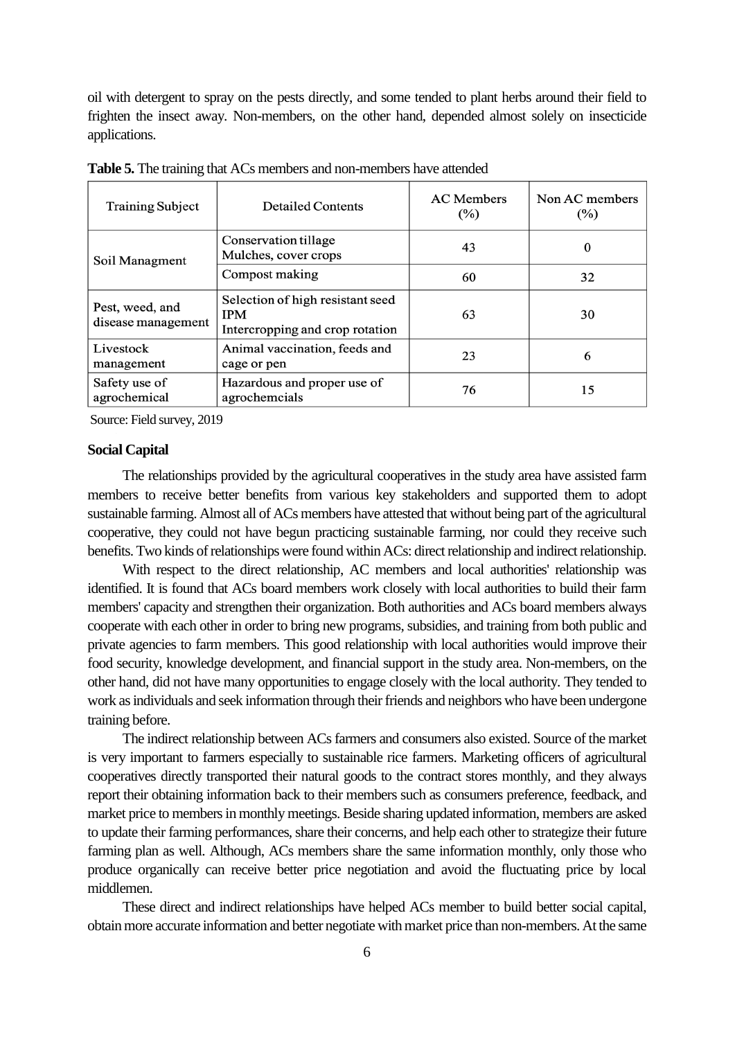oil with detergent to spray on the pests directly, and some tended to plant herbs around their field to frighten the insect away. Non-members, on the other hand, depended almost solely on insecticide applications.

**Table 5.** The training that ACs members and non-members have attended

| Training Subject | Detailed Contents | AC Members (%) | Non AC members (%) |
|---|---|---|---|
| Soil Managment | Conservation tillage Mulches, cover crops | 43 | 0 |
| | Compost making | 60 | 32 |
| Pest, weed, and disease management | Selection of high resistant seed IPM Intercropping and crop rotation | 63 | 30 |
| Livestock management | Animal vaccination, feeds and cage or pen | 23 | 6 |
| Safety use of agrochemical | Hazardous and proper use of agrochemcials | 76 | 15 |

Source: Field survey, 2019

**Social Capital**

The relationships provided by the agricultural cooperatives in the study area have assisted farm members to receive better benefits from various key stakeholders and supported them to adopt sustainable farming. Almost all of ACs members have attested that without being part of the agricultural cooperative, they could not have begun practicing sustainable farming, nor could they receive such benefits. Two kinds of relationships were found within ACs: direct relationship and indirect relationship.

With respect to the direct relationship, AC members and local authorities' relationship was identified. It is found that ACs board members work closely with local authorities to build their farm members' capacity and strengthen their organization. Both authorities and ACs board members always cooperate with each other in order to bring new programs, subsidies, and training from both public and private agencies to farm members. This good relationship with local authorities would improve their food security, knowledge development, and financial support in the study area. Non-members, on the other hand, did not have many opportunities to engage closely with the local authority. They tended to work as individuals and seek information through their friends and neighbors who have been undergone training before.

The indirect relationship between ACs farmers and consumers also existed. Source of the market is very important to farmers especially to sustainable rice farmers. Marketing officers of agricultural cooperatives directly transported their natural goods to the contract stores monthly, and they always report their obtaining information back to their members such as consumers preference, feedback, and market price to members in monthly meetings. Beside sharing updated information, members are asked to update their farming performances, share their concerns, and help each other to strategize their future farming plan as well. Although, ACs members share the same information monthly, only those who produce organically can receive better price negotiation and avoid the fluctuating price by local middlemen.

These direct and indirect relationships have helped ACs member to build better social capital, obtain more accurate information and better negotiate with market price than non-members. At the same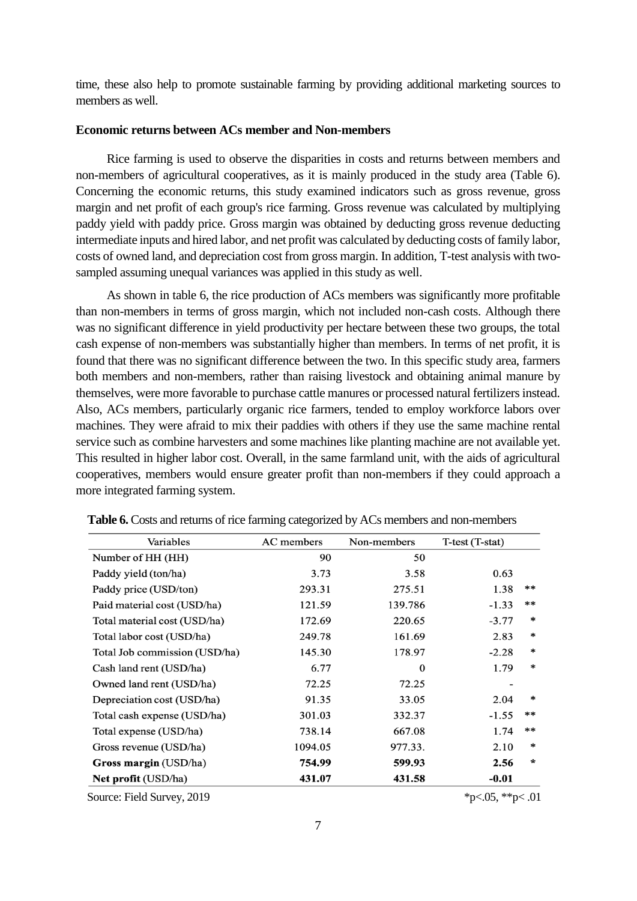time, these also help to promote sustainable farming by providing additional marketing sources to members as well.

**Economic returns between ACs member and Non-members**

Rice farming is used to observe the disparities in costs and returns between members and non-members of agricultural cooperatives, as it is mainly produced in the study area (Table 6). Concerning the economic returns, this study examined indicators such as gross revenue, gross margin and net profit of each group's rice farming. Gross revenue was calculated by multiplying paddy yield with paddy price. Gross margin was obtained by deducting gross revenue deducting intermediate inputs and hired labor, and net profit was calculated by deducting costs of family labor, costs of owned land, and depreciation cost from gross margin. In addition, T-test analysis with two-sampled assuming unequal variances was applied in this study as well.

As shown in table 6, the rice production of ACs members was significantly more profitable than non-members in terms of gross margin, which not included non-cash costs. Although there was no significant difference in yield productivity per hectare between these two groups, the total cash expense of non-members was substantially higher than members. In terms of net profit, it is found that there was no significant difference between the two. In this specific study area, farmers both members and non-members, rather than raising livestock and obtaining animal manure by themselves, were more favorable to purchase cattle manures or processed natural fertilizers instead. Also, ACs members, particularly organic rice farmers, tended to employ workforce labors over machines. They were afraid to mix their paddies with others if they use the same machine rental service such as combine harvesters and some machines like planting machine are not available yet. This resulted in higher labor cost. Overall, in the same farmland unit, with the aids of agricultural cooperatives, members would ensure greater profit than non-members if they could approach a more integrated farming system.

**Table 6.** Costs and returns of rice farming categorized by ACs members and non-members

| Variables | AC members | Non-members | T-test (T-stat) | |
|---|---|---|---|---|
| Number of HH (HH) | 90 | 50 | | |
| Paddy yield (ton/ha) | 3.73 | 3.58 | 0.63 | |
| Paddy price (USD/ton) | 293.31 | 275.51 | 1.38 | ** |
| Paid material cost (USD/ha) | 121.59 | 139.786 | -1.33 | ** |
| Total material cost (USD/ha) | 172.69 | 220.65 | -3.77 | * |
| Total labor cost (USD/ha) | 249.78 | 161.69 | 2.83 | * |
| Total Job commission (USD/ha) | 145.30 | 178.97 | -2.28 | * |
| Cash land rent (USD/ha) | 6.77 | 0 | 1.79 | * |
| Owned land rent (USD/ha) | 72.25 | 72.25 | - | |
| Depreciation cost (USD/ha) | 91.35 | 33.05 | 2.04 | * |
| Total cash expense (USD/ha) | 301.03 | 332.37 | -1.55 | ** |
| Total expense (USD/ha) | 738.14 | 667.08 | 1.74 | ** |
| Gross revenue (USD/ha) | 1094.05 | 977.33. | 2.10 | * |
| **Gross margin** (USD/ha) | **754.99** | **599.93** | **2.56** | * |
| **Net profit** (USD/ha) | **431.07** | **431.58** | **-0.01** | |

Source: Field Survey, 2019 *p<.05, **p< .01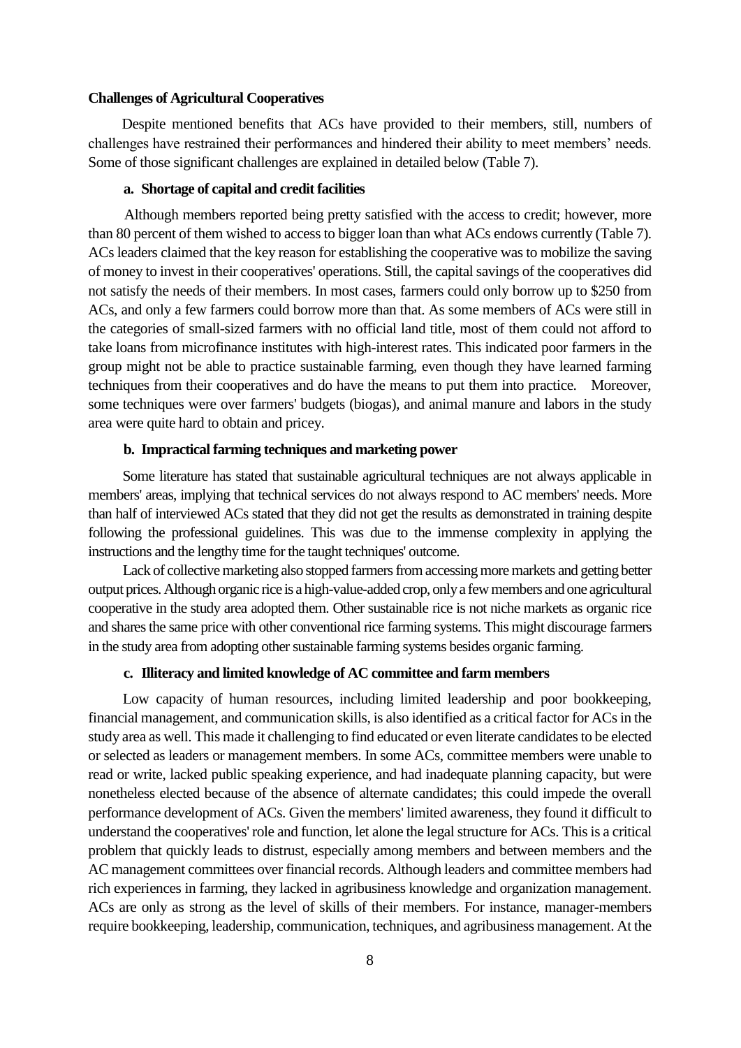**Challenges of Agricultural Cooperatives**

Despite mentioned benefits that ACs have provided to their members, still, numbers of challenges have restrained their performances and hindered their ability to meet members' needs. Some of those significant challenges are explained in detailed below (Table 7).

**a. Shortage of capital and credit facilities**

Although members reported being pretty satisfied with the access to credit; however, more than 80 percent of them wished to access to bigger loan than what ACs endows currently (Table 7). ACs leaders claimed that the key reason for establishing the cooperative was to mobilize the saving of money to invest in their cooperatives' operations. Still, the capital savings of the cooperatives did not satisfy the needs of their members. In most cases, farmers could only borrow up to $250 from ACs, and only a few farmers could borrow more than that. As some members of ACs were still in the categories of small-sized farmers with no official land title, most of them could not afford to take loans from microfinance institutes with high-interest rates. This indicated poor farmers in the group might not be able to practice sustainable farming, even though they have learned farming techniques from their cooperatives and do have the means to put them into practice. Moreover, some techniques were over farmers' budgets (biogas), and animal manure and labors in the study area were quite hard to obtain and pricey.

**b. Impractical farming techniques and marketing power**

Some literature has stated that sustainable agricultural techniques are not always applicable in members' areas, implying that technical services do not always respond to AC members' needs. More than half of interviewed ACs stated that they did not get the results as demonstrated in training despite following the professional guidelines. This was due to the immense complexity in applying the instructions and the lengthy time for the taught techniques' outcome.

Lack of collective marketing also stopped farmers from accessing more markets and getting better output prices. Although organic rice is a high-value-added crop, only a few members and one agricultural cooperative in the study area adopted them. Other sustainable rice is not niche markets as organic rice and shares the same price with other conventional rice farming systems. This might discourage farmers in the study area from adopting other sustainable farming systems besides organic farming.

**c. Illiteracy and limited knowledge of AC committee and farm members**

Low capacity of human resources, including limited leadership and poor bookkeeping, financial management, and communication skills, is also identified as a critical factor for ACs in the study area as well. This made it challenging to find educated or even literate candidates to be elected or selected as leaders or management members. In some ACs, committee members were unable to read or write, lacked public speaking experience, and had inadequate planning capacity, but were nonetheless elected because of the absence of alternate candidates; this could impede the overall performance development of ACs. Given the members' limited awareness, they found it difficult to understand the cooperatives' role and function, let alone the legal structure for ACs. This is a critical problem that quickly leads to distrust, especially among members and between members and the AC management committees over financial records. Although leaders and committee members had rich experiences in farming, they lacked in agribusiness knowledge and organization management. ACs are only as strong as the level of skills of their members. For instance, manager-members require bookkeeping, leadership, communication, techniques, and agribusiness management. At the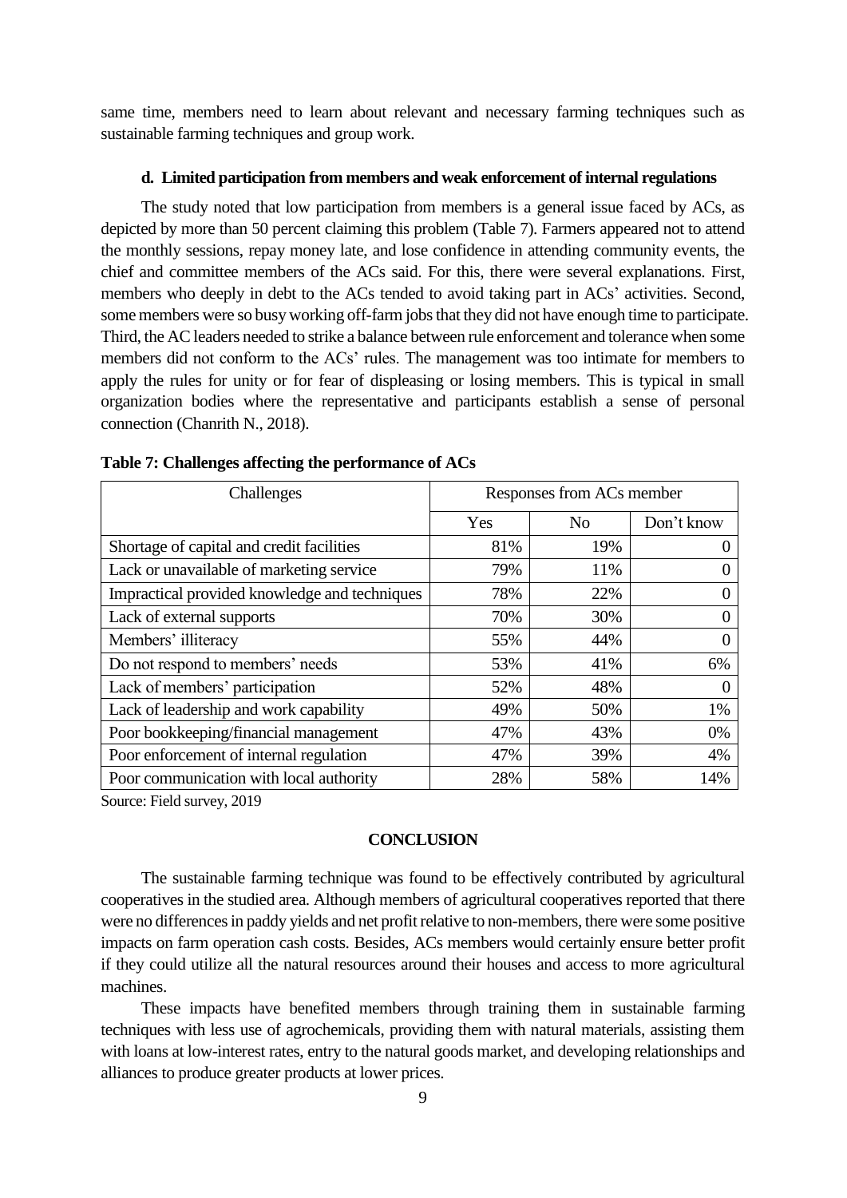same time, members need to learn about relevant and necessary farming techniques such as sustainable farming techniques and group work.

#### d. Limited participation from members and weak enforcement of internal regulations

The study noted that low participation from members is a general issue faced by ACs, as depicted by more than 50 percent claiming this problem (Table 7). Farmers appeared not to attend the monthly sessions, repay money late, and lose confidence in attending community events, the chief and committee members of the ACs said. For this, there were several explanations. First, members who deeply in debt to the ACs tended to avoid taking part in ACs' activities. Second, some members were so busy working off-farm jobs that they did not have enough time to participate. Third, the AC leaders needed to strike a balance between rule enforcement and tolerance when some members did not conform to the ACs' rules. The management was too intimate for members to apply the rules for unity or for fear of displeasing or losing members. This is typical in small organization bodies where the representative and participants establish a sense of personal connection (Chanrith N., 2018).

**Table 7: Challenges affecting the performance of ACs**

| Challenges | Responses from ACs member | | |
|---|---|---|---|
| | Yes | No | Don't know |
| Shortage of capital and credit facilities | 81% | 19% | 0 |
| Lack or unavailable of marketing service | 79% | 11% | 0 |
| Impractical provided knowledge and techniques | 78% | 22% | 0 |
| Lack of external supports | 70% | 30% | 0 |
| Members' illiteracy | 55% | 44% | 0 |
| Do not respond to members' needs | 53% | 41% | 6% |
| Lack of members' participation | 52% | 48% | 0 |
| Lack of leadership and work capability | 49% | 50% | 1% |
| Poor bookkeeping/financial management | 47% | 43% | 0% |
| Poor enforcement of internal regulation | 47% | 39% | 4% |
| Poor communication with local authority | 28% | 58% | 14% |

Source: Field survey, 2019

## CONCLUSION

The sustainable farming technique was found to be effectively contributed by agricultural cooperatives in the studied area. Although members of agricultural cooperatives reported that there were no differences in paddy yields and net profit relative to non-members, there were some positive impacts on farm operation cash costs. Besides, ACs members would certainly ensure better profit if they could utilize all the natural resources around their houses and access to more agricultural machines.

These impacts have benefited members through training them in sustainable farming techniques with less use of agrochemicals, providing them with natural materials, assisting them with loans at low-interest rates, entry to the natural goods market, and developing relationships and alliances to produce greater products at lower prices.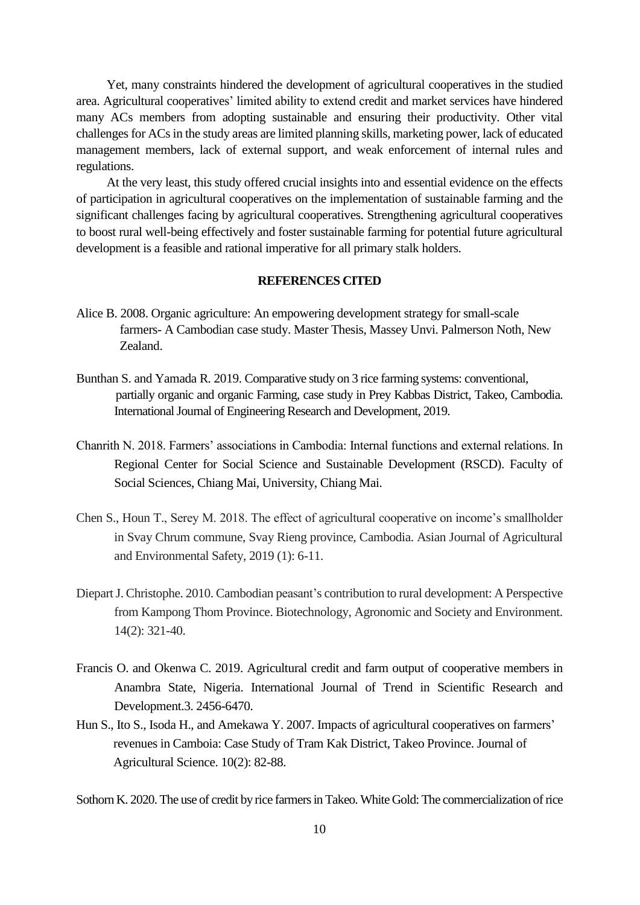Yet, many constraints hindered the development of agricultural cooperatives in the studied area. Agricultural cooperatives' limited ability to extend credit and market services have hindered many ACs members from adopting sustainable and ensuring their productivity. Other vital challenges for ACs in the study areas are limited planning skills, marketing power, lack of educated management members, lack of external support, and weak enforcement of internal rules and regulations.

At the very least, this study offered crucial insights into and essential evidence on the effects of participation in agricultural cooperatives on the implementation of sustainable farming and the significant challenges facing by agricultural cooperatives. Strengthening agricultural cooperatives to boost rural well-being effectively and foster sustainable farming for potential future agricultural development is a feasible and rational imperative for all primary stalk holders.

## REFERENCES CITED

Alice B. 2008. Organic agriculture: An empowering development strategy for small-scale farmers- A Cambodian case study. Master Thesis, Massey Unvi. Palmerson Noth, New Zealand.

Bunthan S. and Yamada R. 2019. Comparative study on 3 rice farming systems: conventional, partially organic and organic Farming, case study in Prey Kabbas District, Takeo, Cambodia. International Journal of Engineering Research and Development, 2019.

Chanrith N. 2018. Farmers' associations in Cambodia: Internal functions and external relations. In Regional Center for Social Science and Sustainable Development (RSCD). Faculty of Social Sciences, Chiang Mai, University, Chiang Mai.

Chen S., Houn T., Serey M. 2018. The effect of agricultural cooperative on income's smallholder in Svay Chrum commune, Svay Rieng province, Cambodia. Asian Journal of Agricultural and Environmental Safety, 2019 (1): 6-11.

Diepart J. Christophe. 2010. Cambodian peasant's contribution to rural development: A Perspective from Kampong Thom Province. Biotechnology, Agronomic and Society and Environment. 14(2): 321-40.

Francis O. and Okenwa C. 2019. Agricultural credit and farm output of cooperative members in Anambra State, Nigeria. International Journal of Trend in Scientific Research and Development.3. 2456-6470.

Hun S., Ito S., Isoda H., and Amekawa Y. 2007. Impacts of agricultural cooperatives on farmers' revenues in Camboia: Case Study of Tram Kak District, Takeo Province. Journal of Agricultural Science. 10(2): 82-88.

Sothorn K. 2020. The use of credit by rice farmers in Takeo. White Gold: The commercialization of rice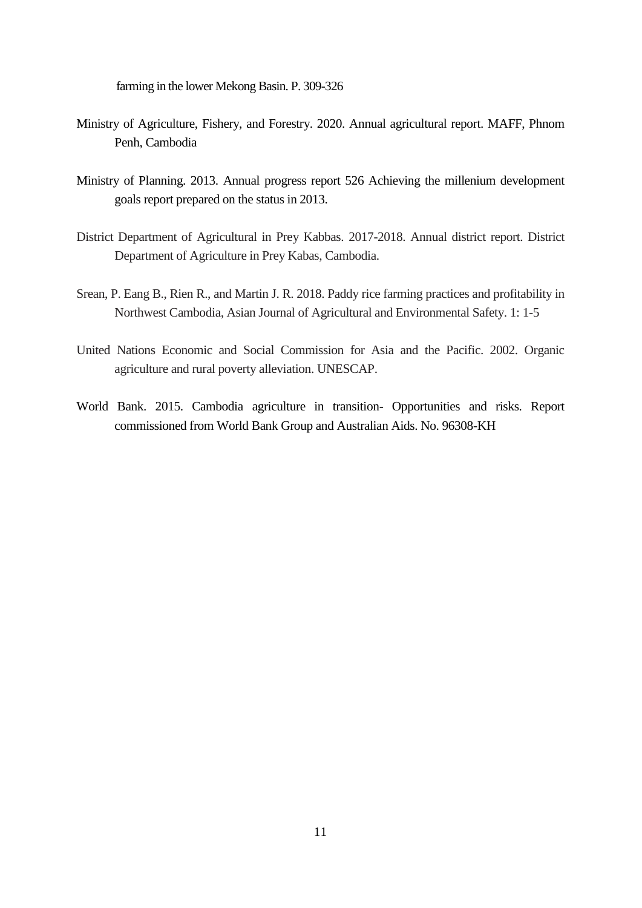farming in the lower Mekong Basin. P. 309-326

Ministry of Agriculture, Fishery, and Forestry. 2020. Annual agricultural report. MAFF, Phnom Penh, Cambodia

Ministry of Planning. 2013. Annual progress report 526 Achieving the millenium development goals report prepared on the status in 2013.

District Department of Agricultural in Prey Kabbas. 2017-2018. Annual district report. District Department of Agriculture in Prey Kabas, Cambodia.

Srean, P. Eang B., Rien R., and Martin J. R. 2018. Paddy rice farming practices and profitability in Northwest Cambodia, Asian Journal of Agricultural and Environmental Safety. 1: 1-5

United Nations Economic and Social Commission for Asia and the Pacific. 2002. Organic agriculture and rural poverty alleviation. UNESCAP.

World Bank. 2015. Cambodia agriculture in transition- Opportunities and risks. Report commissioned from World Bank Group and Australian Aids. No. 96308-KH